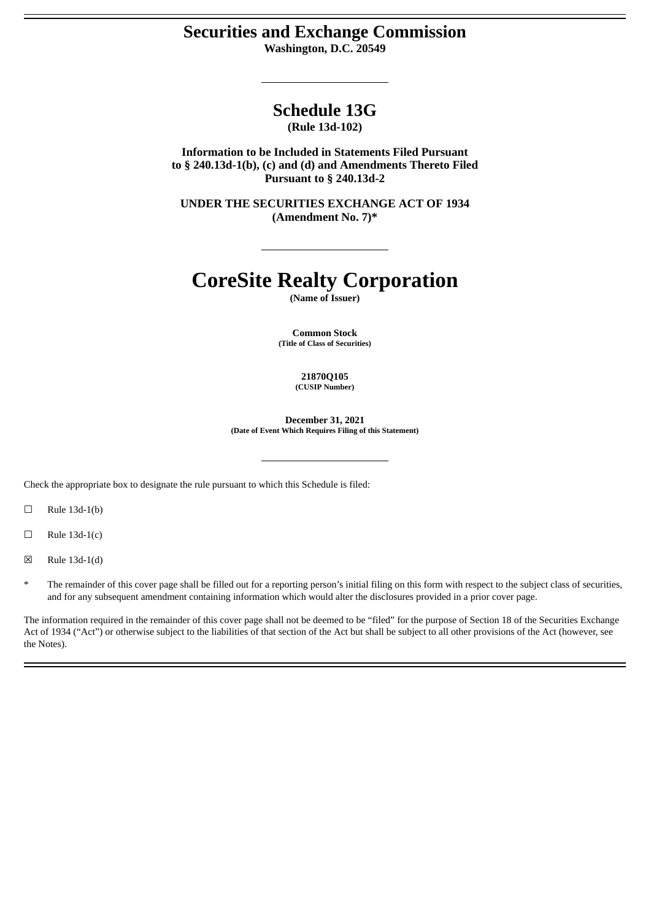# Securities and Exchange Commission

**Washington, D.C. 20549**

## Schedule 13G

**(Rule 13d-102)**

**Information to be Included in Statements Filed Pursuant to § 240.13d-1(b), (c) and (d) and Amendments Thereto Filed Pursuant to § 240.13d-2**

**UNDER THE SECURITIES EXCHANGE ACT OF 1934**
**(Amendment No. 7)***

# CoreSite Realty Corporation

**(Name of Issuer)**

**Common Stock**
**(Title of Class of Securities)**

**21870Q105**
**(CUSIP Number)**

**December 31, 2021**
**(Date of Event Which Requires Filing of this Statement)**

Check the appropriate box to designate the rule pursuant to which this Schedule is filed:

☐ Rule 13d-1(b)

☐ Rule 13d-1(c)

☒ Rule 13d-1(d)

\* The remainder of this cover page shall be filled out for a reporting person's initial filing on this form with respect to the subject class of securities, and for any subsequent amendment containing information which would alter the disclosures provided in a prior cover page.

The information required in the remainder of this cover page shall not be deemed to be "filed" for the purpose of Section 18 of the Securities Exchange Act of 1934 ("Act") or otherwise subject to the liabilities of that section of the Act but shall be subject to all other provisions of the Act (however, see the Notes).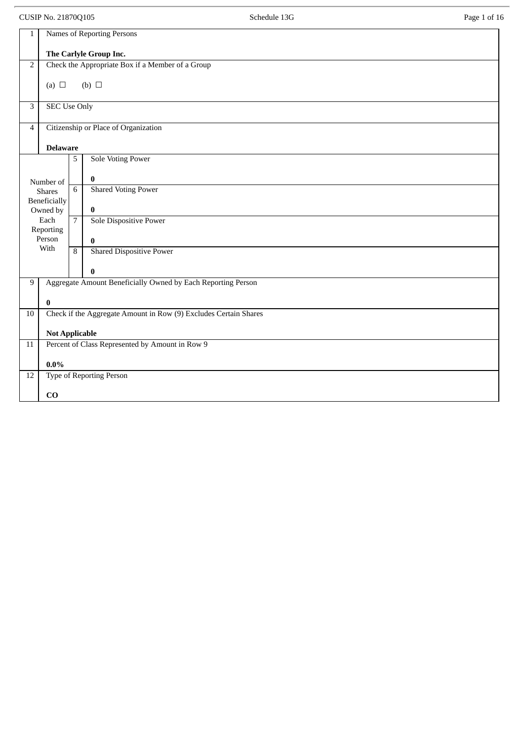| 1 | Names of Reporting Persons<br><br>**The Carlyle Group Inc.** | |
|---|---|---|
| 2 | Check the Appropriate Box if a Member of a Group<br><br>(a) ☐ (b) ☐ | |
| 3 | SEC Use Only | |
| 4 | Citizenship or Place of Organization<br><br>**Delaware** | |
| Number of Shares Beneficially Owned by Each Reporting Person With | 5 | Sole Voting Power<br><br>**0** |
| | 6 | Shared Voting Power<br><br>**0** |
| | 7 | Sole Dispositive Power<br><br>**0** |
| | 8 | Shared Dispositive Power<br><br>**0** |
| 9 | Aggregate Amount Beneficially Owned by Each Reporting Person<br><br>**0** | |
| 10 | Check if the Aggregate Amount in Row (9) Excludes Certain Shares<br><br>**Not Applicable** | |
| 11 | Percent of Class Represented by Amount in Row 9<br><br>**0.0%** | |
| 12 | Type of Reporting Person<br><br>**CO** | |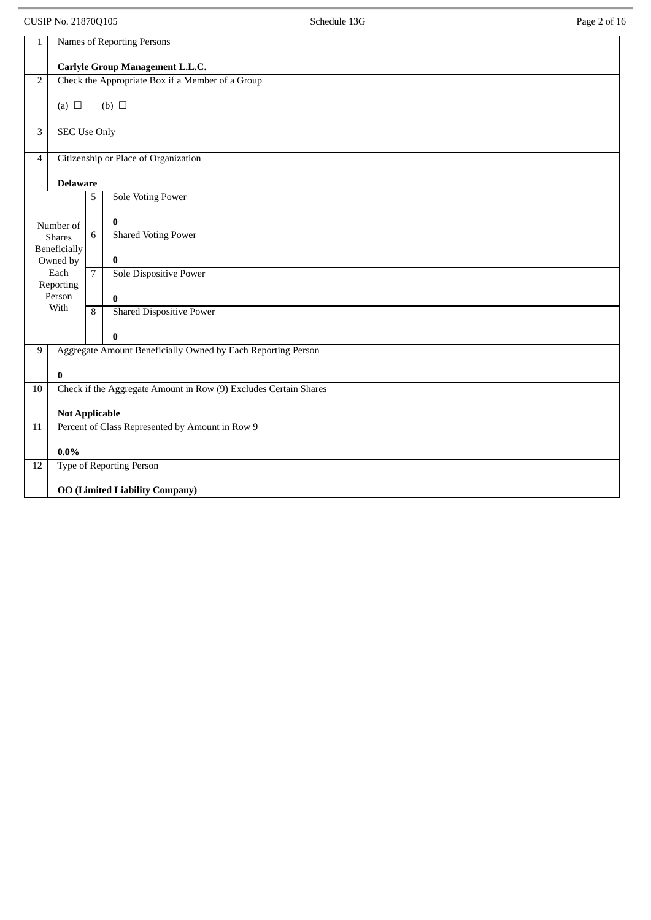| 1 | Names of Reporting Persons<br><br>**Carlyle Group Management L.L.C.** | | |
|---|---|---|---|
| 2 | Check the Appropriate Box if a Member of a Group<br><br>(a) ☐ (b) ☐ | | |
| 3 | SEC Use Only | | |
| 4 | Citizenship or Place of Organization<br><br>**Delaware** | | |
| Number of Shares Beneficially Owned by Each Reporting Person With | 5 | Sole Voting Power<br><br>**0** | |
| | 6 | Shared Voting Power<br><br>**0** | |
| | 7 | Sole Dispositive Power<br><br>**0** | |
| | 8 | Shared Dispositive Power<br><br>**0** | |
| 9 | Aggregate Amount Beneficially Owned by Each Reporting Person<br><br>**0** | | |
| 10 | Check if the Aggregate Amount in Row (9) Excludes Certain Shares<br><br>**Not Applicable** | | |
| 11 | Percent of Class Represented by Amount in Row 9<br><br>**0.0%** | | |
| 12 | Type of Reporting Person<br><br>**OO (Limited Liability Company)** | | |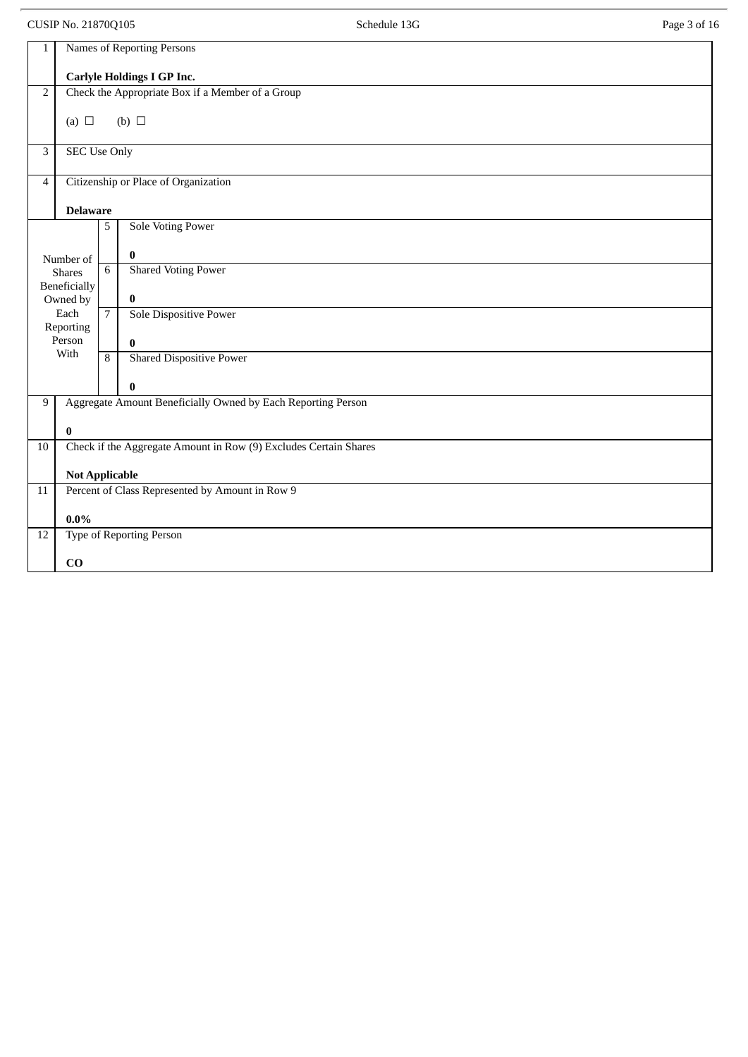| 1 | Names of Reporting Persons<br><br>**Carlyle Holdings I GP Inc.** | | |
|---|---|---|---|
| 2 | Check the Appropriate Box if a Member of a Group<br><br>(a) ☐ (b) ☐ | | |
| 3 | SEC Use Only | | |
| 4 | Citizenship or Place of Organization<br><br>**Delaware** | | |
| Number of Shares Beneficially Owned by Each Reporting Person With | | 5 | Sole Voting Power<br><br>**0** |
| | | 6 | Shared Voting Power<br><br>**0** |
| | | 7 | Sole Dispositive Power<br><br>**0** |
| | | 8 | Shared Dispositive Power<br><br>**0** |
| 9 | Aggregate Amount Beneficially Owned by Each Reporting Person<br><br>**0** | | |
| 10 | Check if the Aggregate Amount in Row (9) Excludes Certain Shares<br><br>**Not Applicable** | | |
| 11 | Percent of Class Represented by Amount in Row 9<br><br>**0.0%** | | |
| 12 | Type of Reporting Person<br><br>**CO** | | |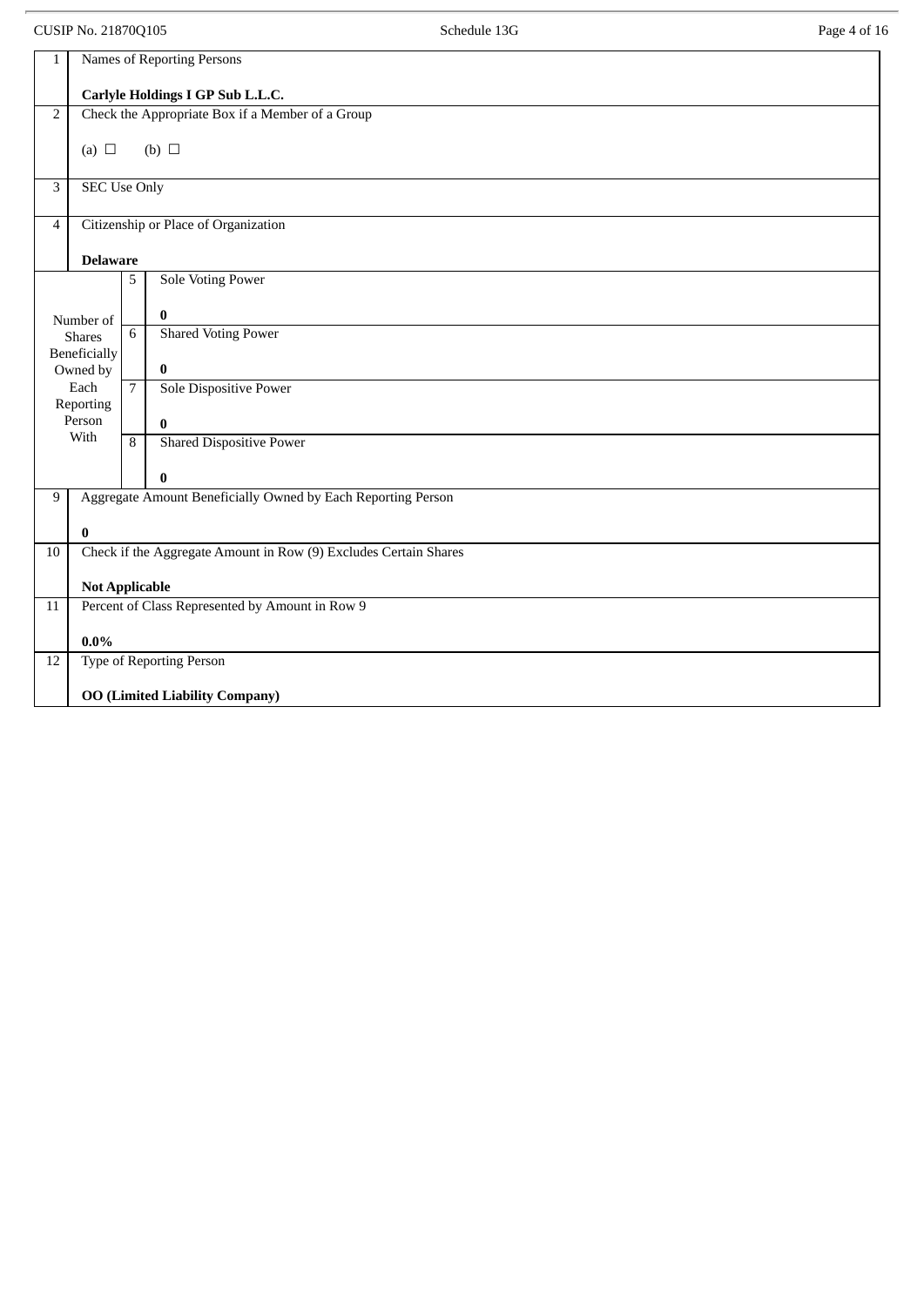| | | | |
|---|---|---|---|
| 1 | Names of Reporting Persons<br><br>**Carlyle Holdings I GP Sub L.L.C.** | | |
| 2 | Check the Appropriate Box if a Member of a Group<br><br>(a) ☐ (b) ☐ | | |
| 3 | SEC Use Only | | |
| 4 | Citizenship or Place of Organization<br><br>**Delaware** | | |
| Number of Shares Beneficially Owned by Each Reporting Person With | | 5 | Sole Voting Power<br><br>**0** |
| | | 6 | Shared Voting Power<br><br>**0** |
| | | 7 | Sole Dispositive Power<br><br>**0** |
| | | 8 | Shared Dispositive Power<br><br>**0** |
| 9 | Aggregate Amount Beneficially Owned by Each Reporting Person<br><br>**0** | | |
| 10 | Check if the Aggregate Amount in Row (9) Excludes Certain Shares<br><br>**Not Applicable** | | |
| 11 | Percent of Class Represented by Amount in Row 9<br><br>**0.0%** | | |
| 12 | Type of Reporting Person<br><br>**OO (Limited Liability Company)** | | |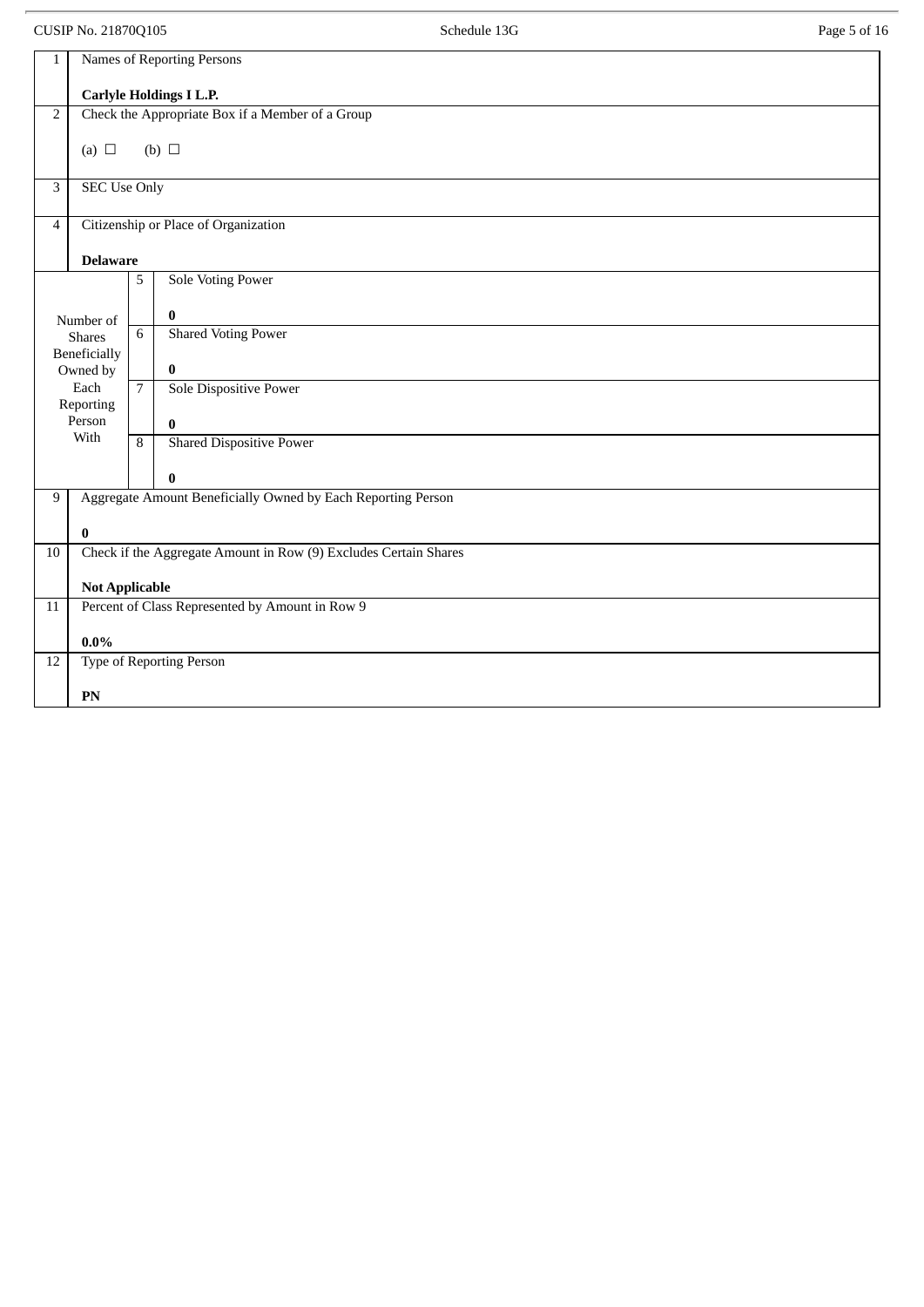CUSIP No. 21870Q105 Schedule 13G

| 1 | Names of Reporting Persons<br><br>**Carlyle Holdings I L.P.** | | |
|---|---|---|---|
| 2 | Check the Appropriate Box if a Member of a Group<br><br>(a) ☐ (b) ☐ | | |
| 3 | SEC Use Only | | |
| 4 | Citizenship or Place of Organization<br><br>**Delaware** | | |
| Number of Shares Beneficially Owned by Each Reporting Person With | | 5 | Sole Voting Power<br><br>**0** |
| | | 6 | Shared Voting Power<br><br>**0** |
| | | 7 | Sole Dispositive Power<br><br>**0** |
| | | 8 | Shared Dispositive Power<br><br>**0** |
| 9 | Aggregate Amount Beneficially Owned by Each Reporting Person<br><br>**0** | | |
| 10 | Check if the Aggregate Amount in Row (9) Excludes Certain Shares<br><br>**Not Applicable** | | |
| 11 | Percent of Class Represented by Amount in Row 9<br><br>**0.0%** | | |
| 12 | Type of Reporting Person<br><br>**PN** | | |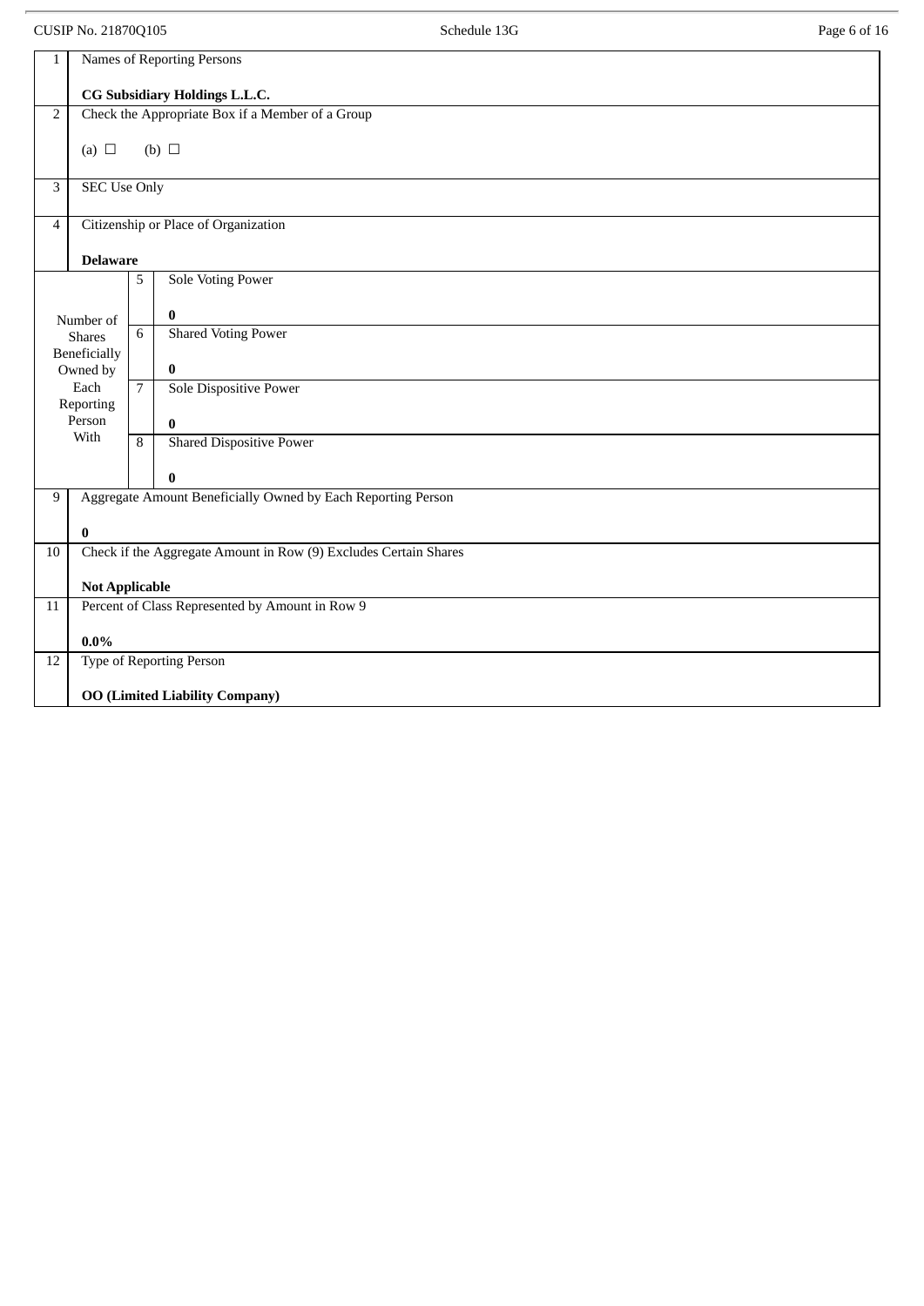| 1 | Names of Reporting Persons<br><br>**CG Subsidiary Holdings L.L.C.** | | |
|---|---|---|---|
| 2 | Check the Appropriate Box if a Member of a Group<br><br>(a) ☐ (b) ☐ | | |
| 3 | SEC Use Only | | |
| 4 | Citizenship or Place of Organization<br><br>**Delaware** | | |
| Number of Shares Beneficially Owned by Each Reporting Person With | | 5 | Sole Voting Power<br><br>**0** |
| | | 6 | Shared Voting Power<br><br>**0** |
| | | 7 | Sole Dispositive Power<br><br>**0** |
| | | 8 | Shared Dispositive Power<br><br>**0** |
| 9 | Aggregate Amount Beneficially Owned by Each Reporting Person<br><br>**0** | | |
| 10 | Check if the Aggregate Amount in Row (9) Excludes Certain Shares<br><br>**Not Applicable** | | |
| 11 | Percent of Class Represented by Amount in Row 9<br><br>**0.0%** | | |
| 12 | Type of Reporting Person<br><br>**OO (Limited Liability Company)** | | |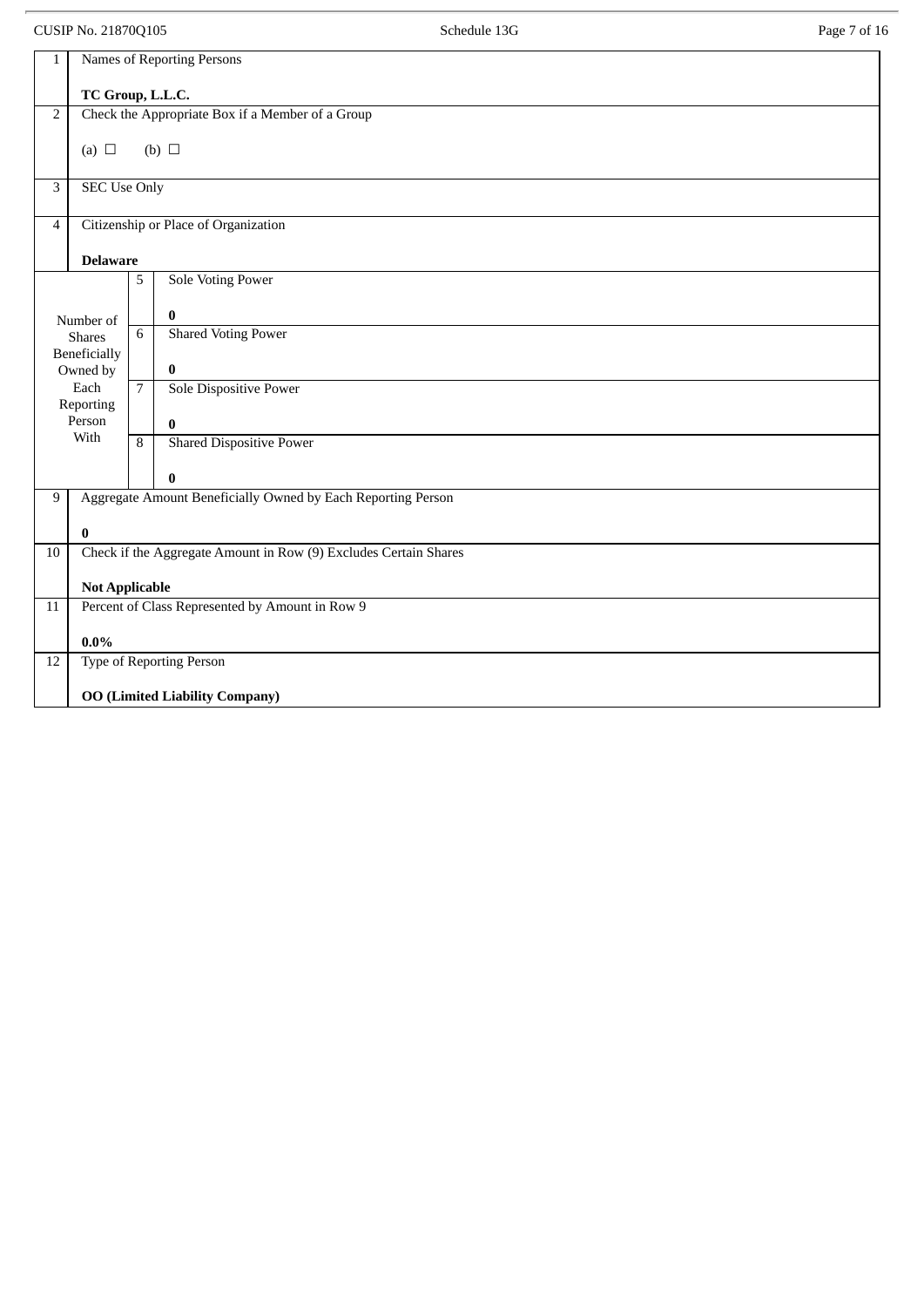| 1 | Names of Reporting Persons<br><br>**TC Group, L.L.C.** | | |
|---|---|---|---|
| 2 | Check the Appropriate Box if a Member of a Group<br><br>(a) ☐ (b) ☐ | | |
| 3 | SEC Use Only | | |
| 4 | Citizenship or Place of Organization<br><br>**Delaware** | | |
| Number of Shares Beneficially Owned by Each Reporting Person With | | 5 | Sole Voting Power<br><br>**0** |
| | | 6 | Shared Voting Power<br><br>**0** |
| | | 7 | Sole Dispositive Power<br><br>**0** |
| | | 8 | Shared Dispositive Power<br><br>**0** |
| 9 | Aggregate Amount Beneficially Owned by Each Reporting Person<br><br>**0** | | |
| 10 | Check if the Aggregate Amount in Row (9) Excludes Certain Shares<br><br>**Not Applicable** | | |
| 11 | Percent of Class Represented by Amount in Row 9<br><br>**0.0%** | | |
| 12 | Type of Reporting Person<br><br>**OO (Limited Liability Company)** | | |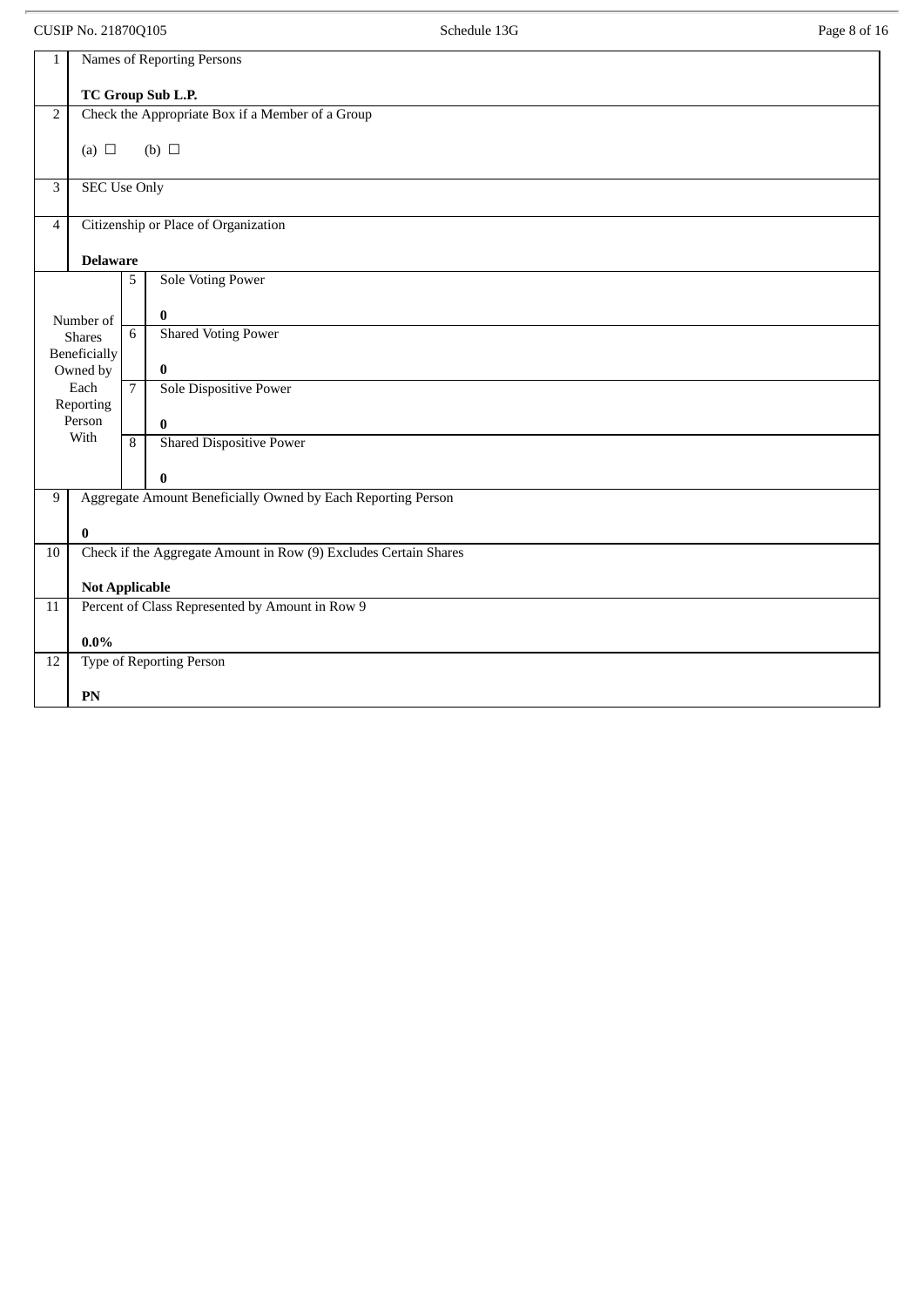CUSIP No. 21870Q105

| 1 | Names of Reporting Persons<br><br>**TC Group Sub L.P.** | | |
|---|---|---|---|
| 2 | Check the Appropriate Box if a Member of a Group<br><br>(a) ☐ (b) ☐ | | |
| 3 | SEC Use Only | | |
| 4 | Citizenship or Place of Organization<br><br>**Delaware** | | |
| Number of Shares Beneficially Owned by Each Reporting Person With | | 5 | Sole Voting Power<br><br>**0** |
| | | 6 | Shared Voting Power<br><br>**0** |
| | | 7 | Sole Dispositive Power<br><br>**0** |
| | | 8 | Shared Dispositive Power<br><br>**0** |
| 9 | Aggregate Amount Beneficially Owned by Each Reporting Person<br><br>**0** | | |
| 10 | Check if the Aggregate Amount in Row (9) Excludes Certain Shares<br><br>**Not Applicable** | | |
| 11 | Percent of Class Represented by Amount in Row 9<br><br>**0.0%** | | |
| 12 | Type of Reporting Person<br><br>**PN** | | |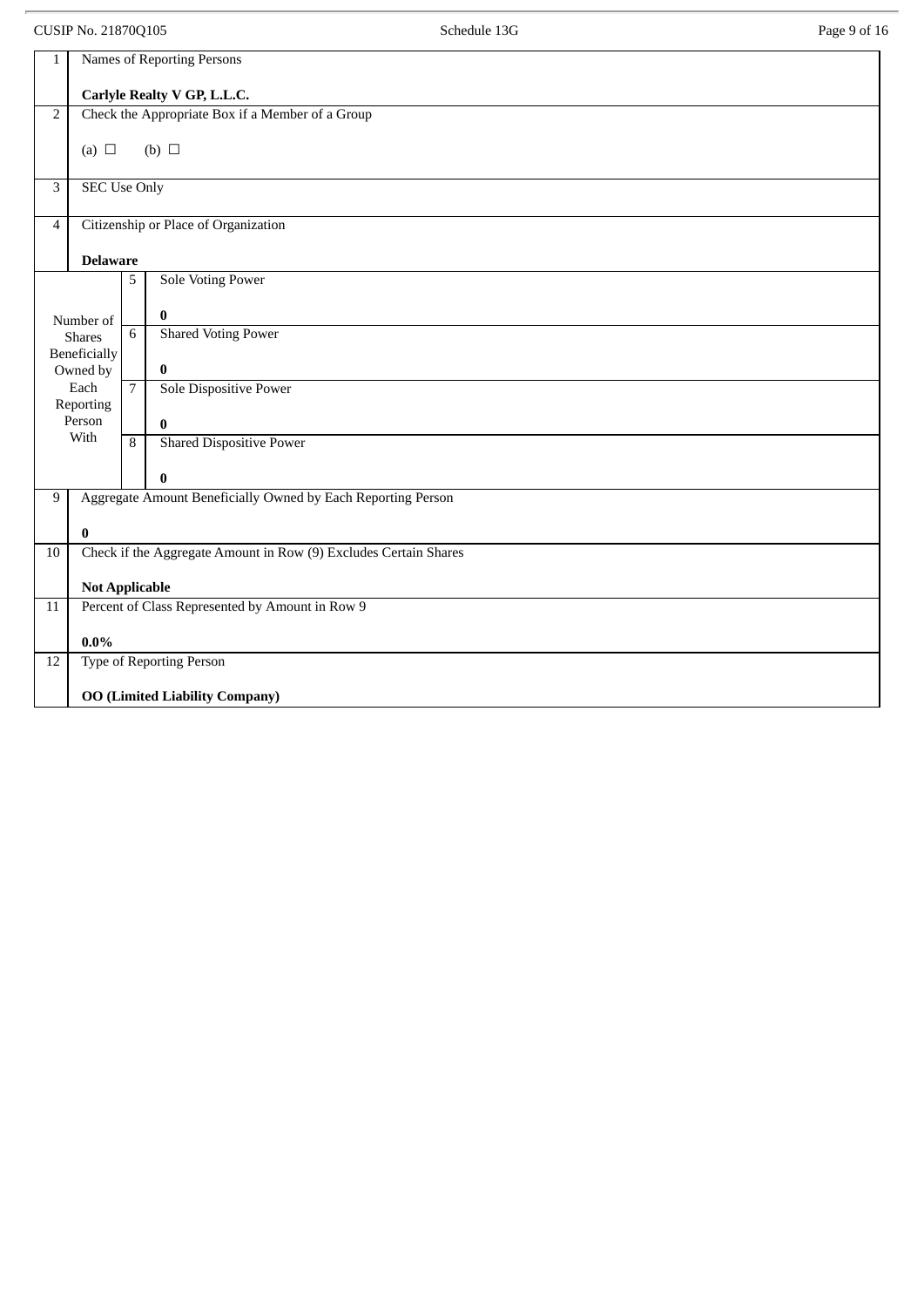| 1 | Names of Reporting Persons<br><br>**Carlyle Realty V GP, L.L.C.** | | |
|---|---|---|---|
| 2 | Check the Appropriate Box if a Member of a Group<br><br>(a) ☐ (b) ☐ | | |
| 3 | SEC Use Only | | |
| 4 | Citizenship or Place of Organization<br><br>**Delaware** | | |
| Number of Shares Beneficially Owned by Each Reporting Person With | | 5 | Sole Voting Power<br><br>**0** |
| | | 6 | Shared Voting Power<br><br>**0** |
| | | 7 | Sole Dispositive Power<br><br>**0** |
| | | 8 | Shared Dispositive Power<br><br>**0** |
| 9 | Aggregate Amount Beneficially Owned by Each Reporting Person<br><br>**0** | | |
| 10 | Check if the Aggregate Amount in Row (9) Excludes Certain Shares<br><br>**Not Applicable** | | |
| 11 | Percent of Class Represented by Amount in Row 9<br><br>**0.0%** | | |
| 12 | Type of Reporting Person<br><br>**OO (Limited Liability Company)** | | |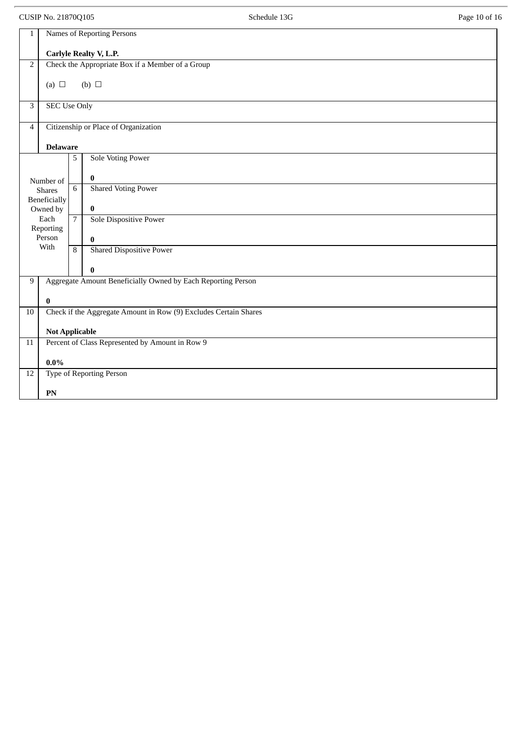| 1 | Names of Reporting Persons<br><br>**Carlyle Realty V, L.P.** | |
|---|---|---|
| 2 | Check the Appropriate Box if a Member of a Group<br><br>(a) ☐ (b) ☐ | |
| 3 | SEC Use Only | |
| 4 | Citizenship or Place of Organization<br><br>**Delaware** | |
| Number of Shares Beneficially Owned by Each Reporting Person With | 5 | Sole Voting Power<br><br>**0** |
| | 6 | Shared Voting Power<br><br>**0** |
| | 7 | Sole Dispositive Power<br><br>**0** |
| | 8 | Shared Dispositive Power<br><br>**0** |
| 9 | Aggregate Amount Beneficially Owned by Each Reporting Person<br><br>**0** | |
| 10 | Check if the Aggregate Amount in Row (9) Excludes Certain Shares<br><br>**Not Applicable** | |
| 11 | Percent of Class Represented by Amount in Row 9<br><br>**0.0%** | |
| 12 | Type of Reporting Person<br><br>**PN** | |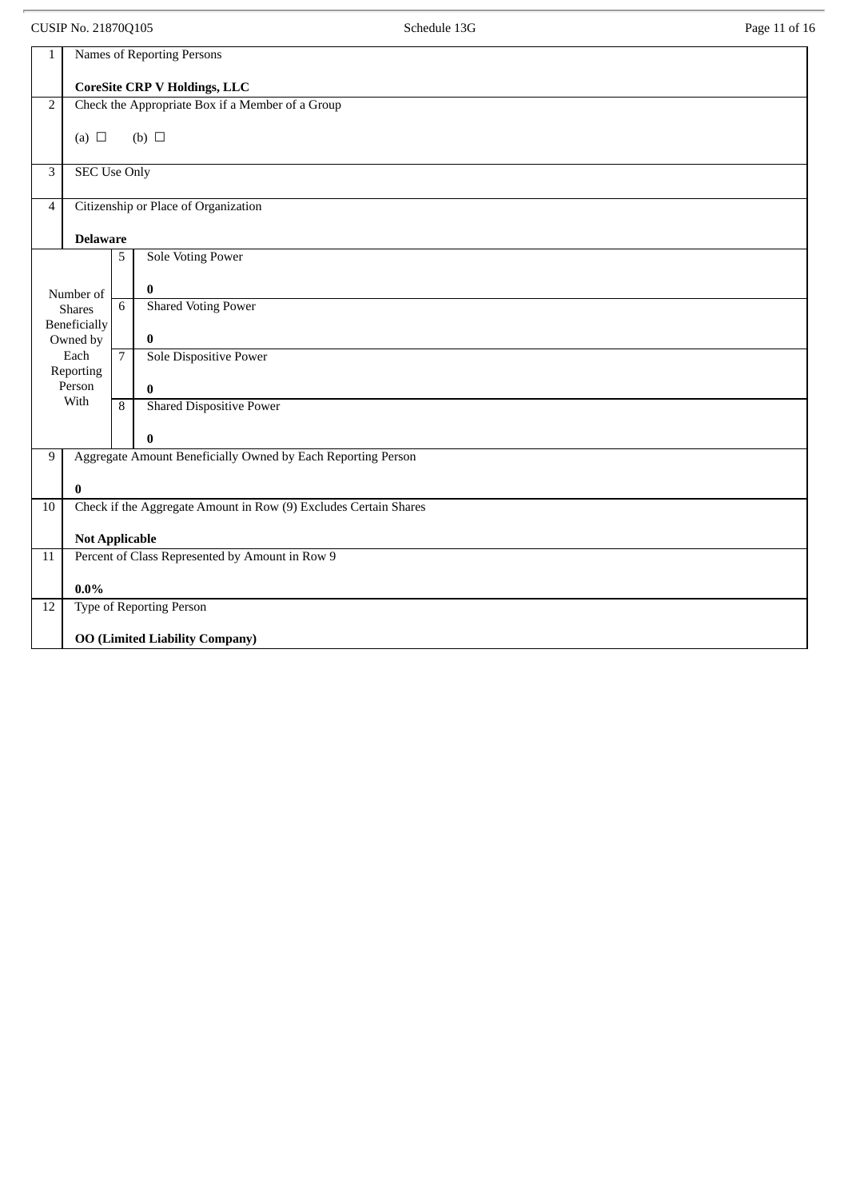| 1 | Names of Reporting Persons<br><br>**CoreSite CRP V Holdings, LLC** | | |
|---|---|---|---|
| 2 | Check the Appropriate Box if a Member of a Group<br><br>(a) ☐ (b) ☐ | | |
| 3 | SEC Use Only | | |
| 4 | Citizenship or Place of Organization<br><br>**Delaware** | | |
| Number of Shares Beneficially Owned by Each Reporting Person With | | 5 | Sole Voting Power<br><br>**0** |
| | | 6 | Shared Voting Power<br><br>**0** |
| | | 7 | Sole Dispositive Power<br><br>**0** |
| | | 8 | Shared Dispositive Power<br><br>**0** |
| 9 | Aggregate Amount Beneficially Owned by Each Reporting Person<br><br>**0** | | |
| 10 | Check if the Aggregate Amount in Row (9) Excludes Certain Shares<br><br>**Not Applicable** | | |
| 11 | Percent of Class Represented by Amount in Row 9<br><br>**0.0%** | | |
| 12 | Type of Reporting Person<br><br>**OO (Limited Liability Company)** | | |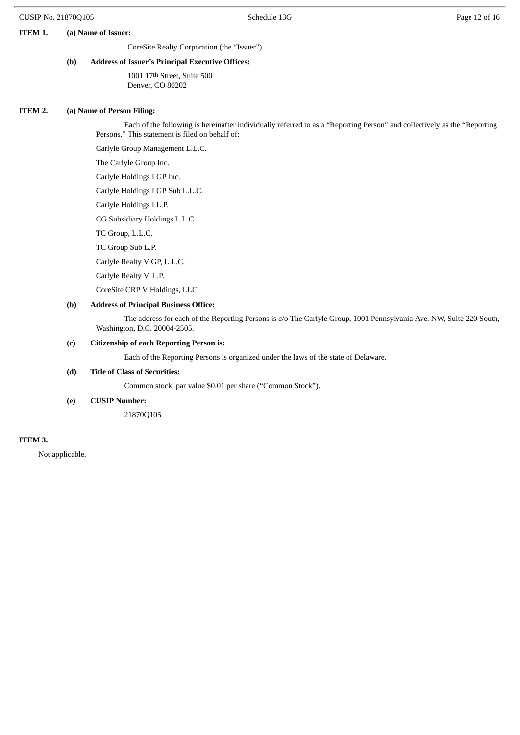**ITEM 1.** **(a) Name of Issuer:**

CoreSite Realty Corporation (the "Issuer")

**(b) Address of Issuer's Principal Executive Offices:**

1001 17th Street, Suite 500
Denver, CO 80202

**ITEM 2.** **(a) Name of Person Filing:**

Each of the following is hereinafter individually referred to as a "Reporting Person" and collectively as the "Reporting Persons." This statement is filed on behalf of:

Carlyle Group Management L.L.C.

The Carlyle Group Inc.

Carlyle Holdings I GP Inc.

Carlyle Holdings I GP Sub L.L.C.

Carlyle Holdings I L.P.

CG Subsidiary Holdings L.L.C.

TC Group, L.L.C.

TC Group Sub L.P.

Carlyle Realty V GP, L.L.C.

Carlyle Realty V, L.P.

CoreSite CRP V Holdings, LLC

**(b) Address of Principal Business Office:**

The address for each of the Reporting Persons is c/o The Carlyle Group, 1001 Pennsylvania Ave. NW, Suite 220 South, Washington, D.C. 20004-2505.

**(c) Citizenship of each Reporting Person is:**

Each of the Reporting Persons is organized under the laws of the state of Delaware.

**(d) Title of Class of Securities:**

Common stock, par value $0.01 per share ("Common Stock").

**(e) CUSIP Number:**

21870Q105

**ITEM 3.**

Not applicable.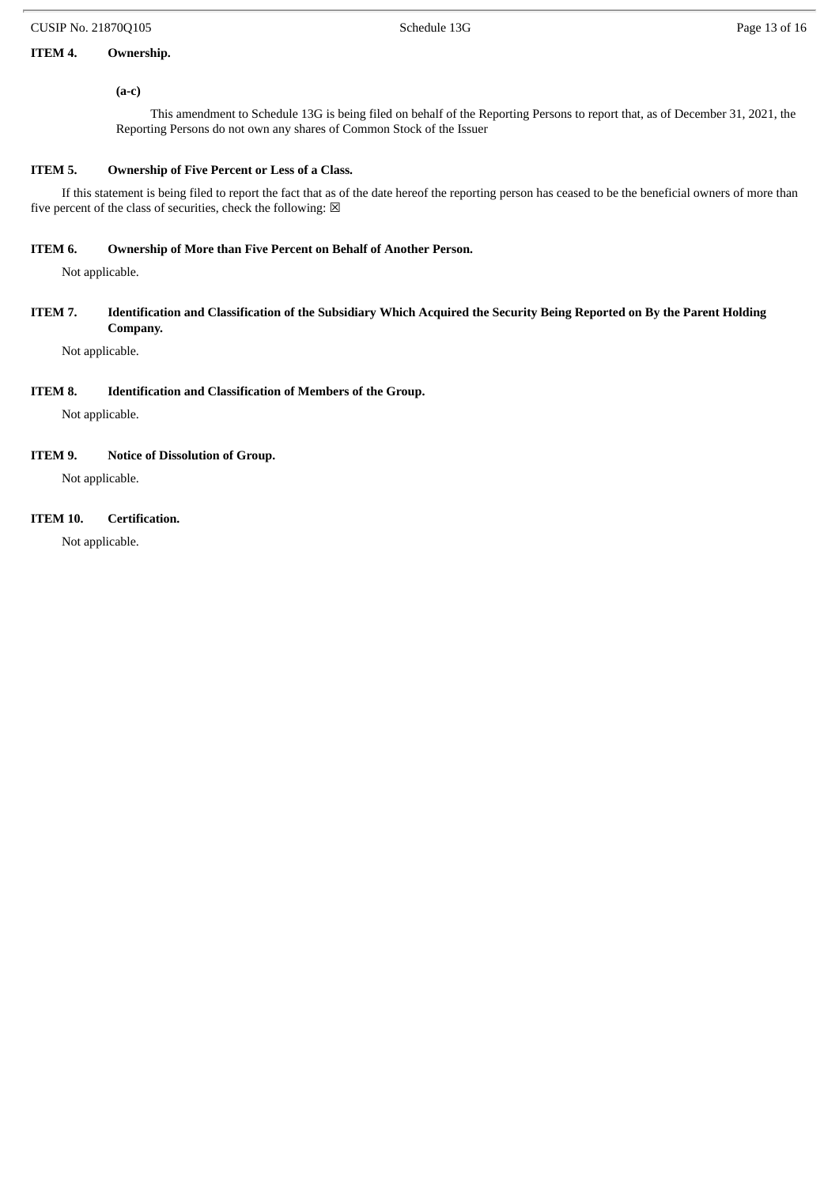**ITEM 4. Ownership.**

**(a-c)**

This amendment to Schedule 13G is being filed on behalf of the Reporting Persons to report that, as of December 31, 2021, the Reporting Persons do not own any shares of Common Stock of the Issuer

**ITEM 5. Ownership of Five Percent or Less of a Class.**

If this statement is being filed to report the fact that as of the date hereof the reporting person has ceased to be the beneficial owners of more than five percent of the class of securities, check the following: ☒

**ITEM 6. Ownership of More than Five Percent on Behalf of Another Person.**

Not applicable.

**ITEM 7. Identification and Classification of the Subsidiary Which Acquired the Security Being Reported on By the Parent Holding Company.**

Not applicable.

**ITEM 8. Identification and Classification of Members of the Group.**

Not applicable.

**ITEM 9. Notice of Dissolution of Group.**

Not applicable.

**ITEM 10. Certification.**

Not applicable.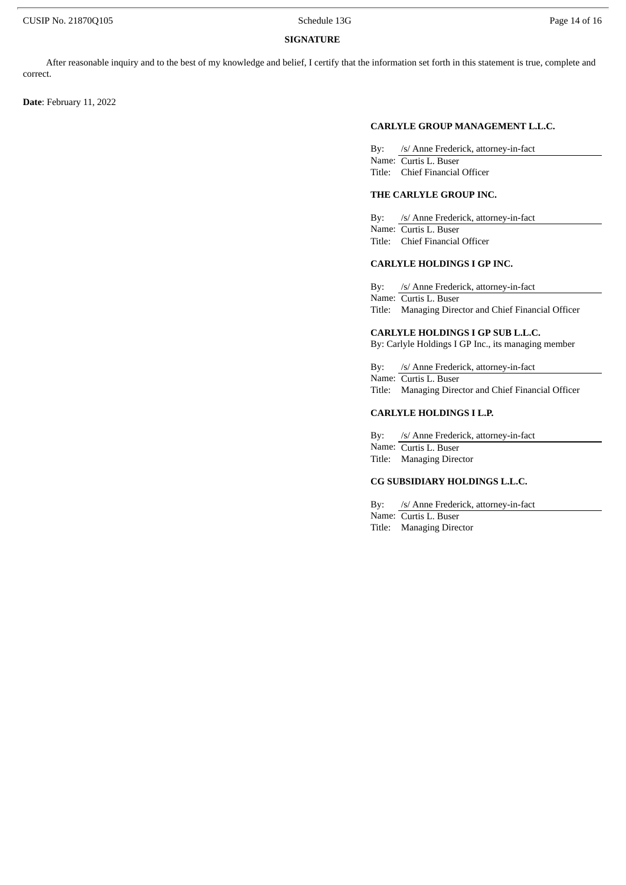**SIGNATURE**

After reasonable inquiry and to the best of my knowledge and belief, I certify that the information set forth in this statement is true, complete and correct.

**Date**: February 11, 2022

**CARLYLE GROUP MANAGEMENT L.L.C.**

By: /s/ Anne Frederick, attorney-in-fact
Name: Curtis L. Buser
Title: Chief Financial Officer

**THE CARLYLE GROUP INC.**

By: /s/ Anne Frederick, attorney-in-fact
Name: Curtis L. Buser
Title: Chief Financial Officer

**CARLYLE HOLDINGS I GP INC.**

By: /s/ Anne Frederick, attorney-in-fact
Name: Curtis L. Buser
Title: Managing Director and Chief Financial Officer

**CARLYLE HOLDINGS I GP SUB L.L.C.**
By: Carlyle Holdings I GP Inc., its managing member

By: /s/ Anne Frederick, attorney-in-fact
Name: Curtis L. Buser
Title: Managing Director and Chief Financial Officer

**CARLYLE HOLDINGS I L.P.**

By: /s/ Anne Frederick, attorney-in-fact
Name: Curtis L. Buser
Title: Managing Director

**CG SUBSIDIARY HOLDINGS L.L.C.**

By: /s/ Anne Frederick, attorney-in-fact
Name: Curtis L. Buser
Title: Managing Director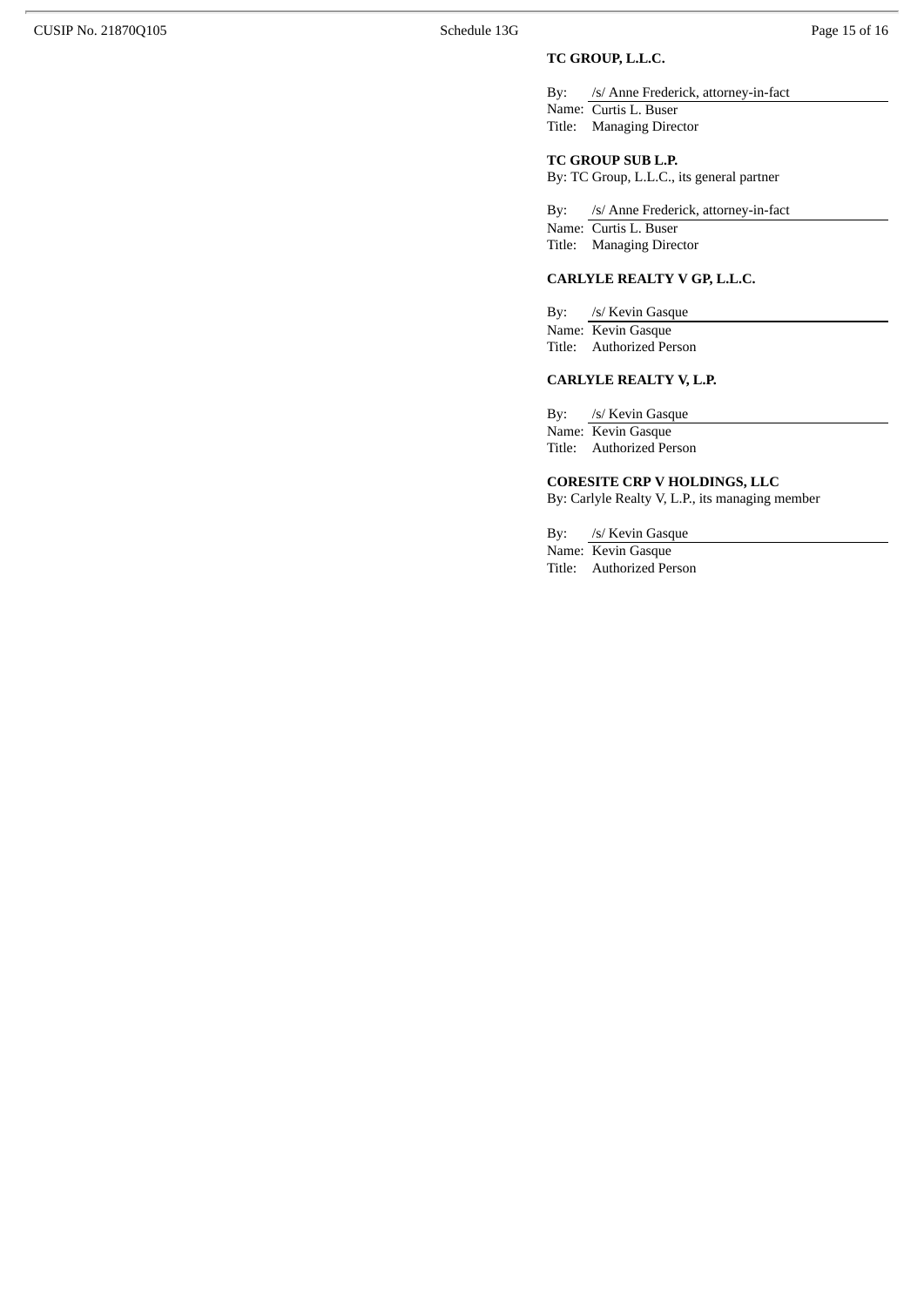**TC GROUP, L.L.C.**

By: /s/ Anne Frederick, attorney-in-fact
Name: Curtis L. Buser
Title: Managing Director

**TC GROUP SUB L.P.**
By: TC Group, L.L.C., its general partner

By: /s/ Anne Frederick, attorney-in-fact
Name: Curtis L. Buser
Title: Managing Director

**CARLYLE REALTY V GP, L.L.C.**

By: /s/ Kevin Gasque
Name: Kevin Gasque
Title: Authorized Person

**CARLYLE REALTY V, L.P.**

By: /s/ Kevin Gasque
Name: Kevin Gasque
Title: Authorized Person

**CORESITE CRP V HOLDINGS, LLC**
By: Carlyle Realty V, L.P., its managing member

By: /s/ Kevin Gasque
Name: Kevin Gasque
Title: Authorized Person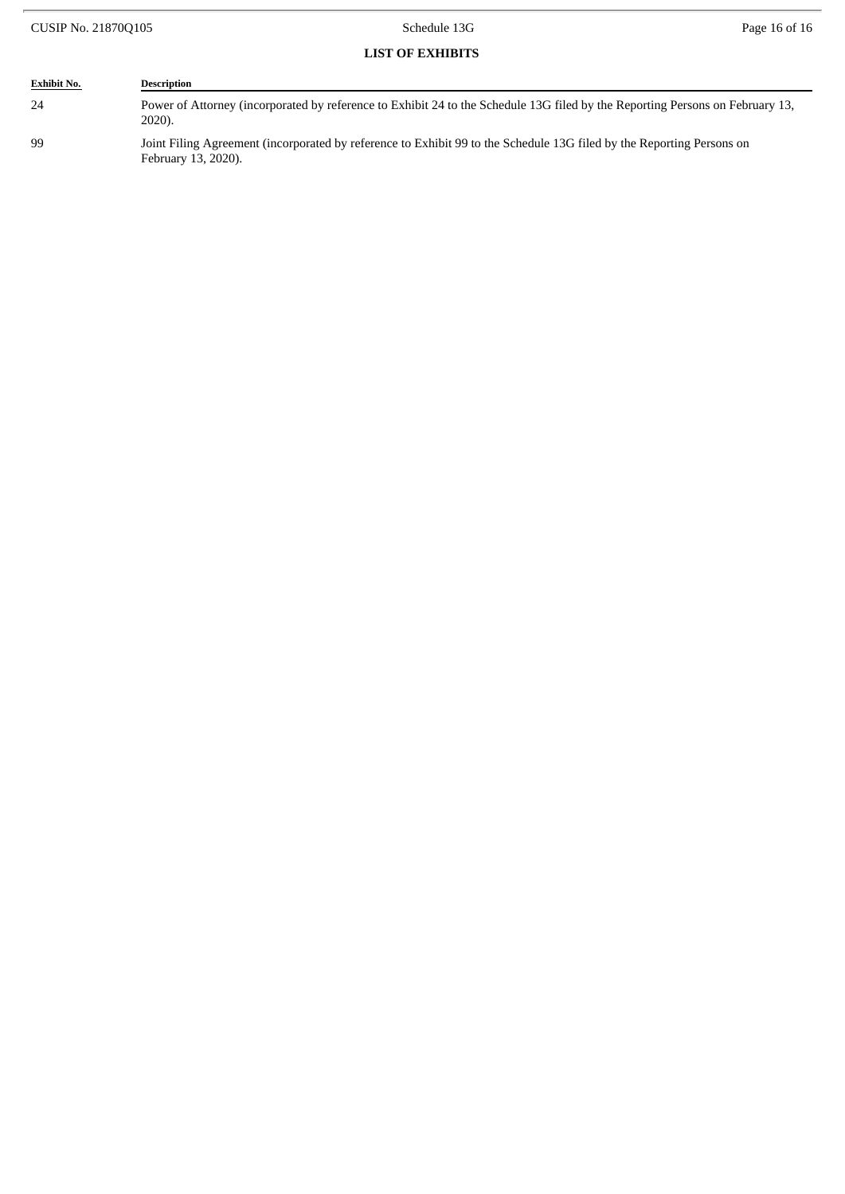## LIST OF EXHIBITS

| Exhibit No. | Description |
| --- | --- |
| 24 | Power of Attorney (incorporated by reference to Exhibit 24 to the Schedule 13G filed by the Reporting Persons on February 13, 2020). |
| 99 | Joint Filing Agreement (incorporated by reference to Exhibit 99 to the Schedule 13G filed by the Reporting Persons on February 13, 2020). |